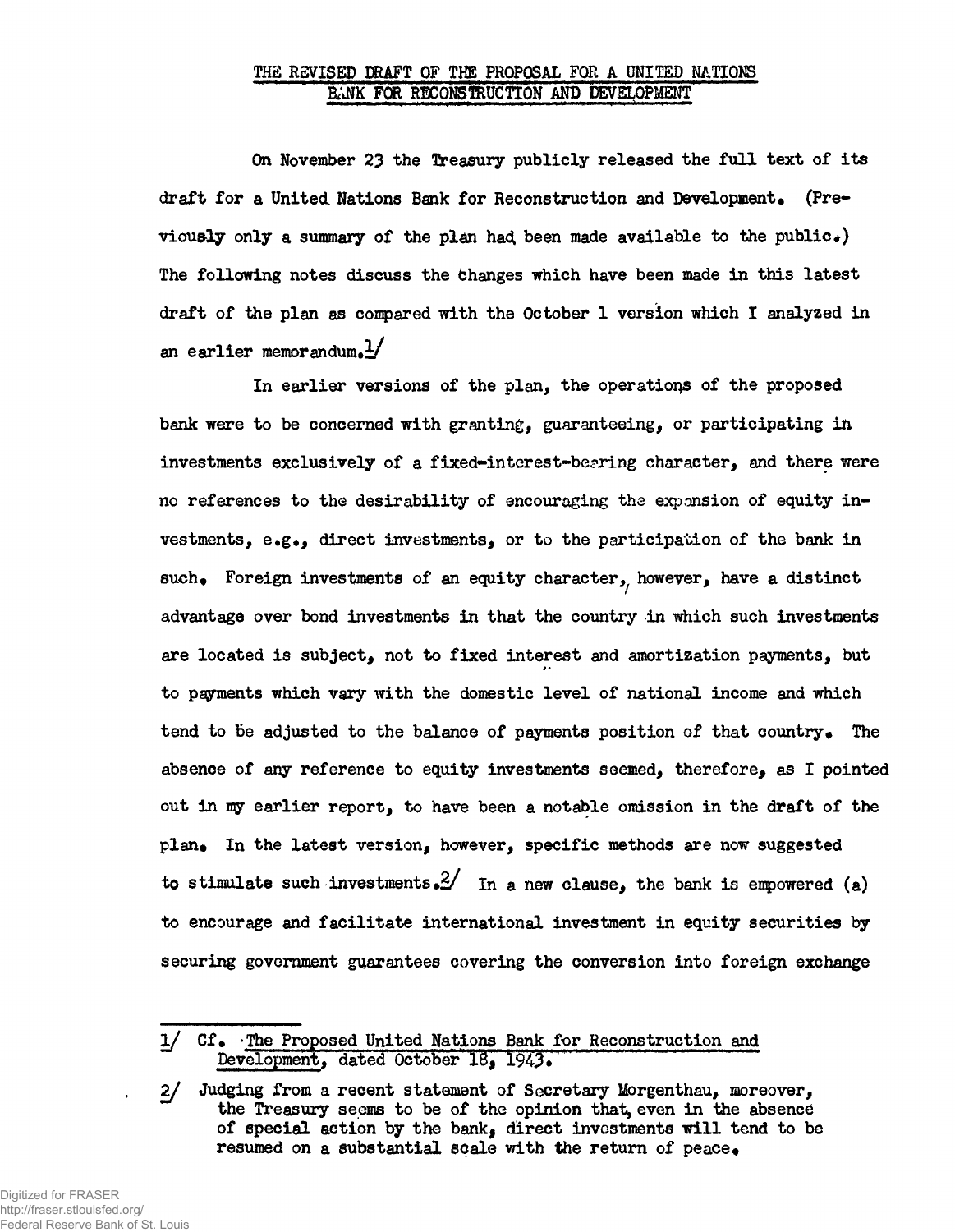# THE REVISED DRAFT OF THE PROPOSAL FOR A UNITED NATIONS BANK FOR RECONSTRUCTION AND DEVELOPMENT

On November 23 the Treasury publicly released the full text of its draft for a United Nations Bank for Reconstruction and Development. (Previously only a summary of the plan had been made available to the public.) The following notes discuss the changes which have been made in this latest draft of the plan as compared with the October 1 version which I analyzed in an earlier memorandum.[1]

In earlier versions of the plan, the operations of the proposed bank were to be concerned with granting, guaranteeing, or participating in investments exclusively of a fixed-interest-bearing character, and there were no references to the desirability of encouraging the expansion of equity investments, e.g., direct investments, or to the participation of the bank in such. Foreign investments of an equity character, however, have a distinct advantage over bond investments in that the country in which such investments are located is subject, not to fixed interest and amortization payments, but to payments which vary with the domestic level of national income and which tend to be adjusted to the balance of payments position of that country. The absence of any reference to equity investments seemed, therefore, as I pointed out in my earlier report, to have been a notable omission in the draft of the plan. In the latest version, however, specific methods are now suggested to stimulate such investments.[2] In a new clause, the bank is empowered (a) to encourage and facilitate international investment in equity securities by securing government guarantees covering the conversion into foreign exchange

---

1/ Cf. The Proposed United Nations Bank for Reconstruction and Development, dated October 18, 1943.

2/ Judging from a recent statement of Secretary Morgenthau, moreover, the Treasury seems to be of the opinion that, even in the absence of special action by the bank, direct investments will tend to be resumed on a substantial scale with the return of peace.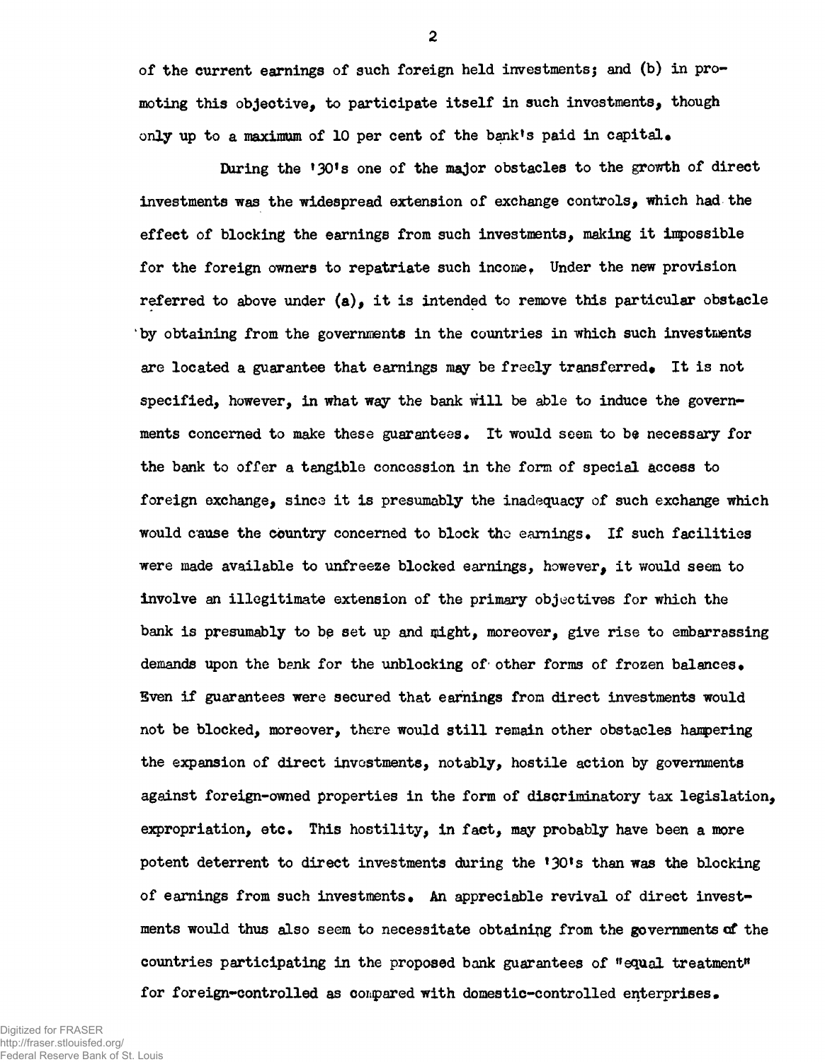of the current earnings of such foreign held investments; and (b) in promoting this objective, to participate itself in such investments, though only up to a maximum of 10 per cent of the bank's paid in capital.

During the '30's one of the major obstacles to the growth of direct investments was the widespread extension of exchange controls, which had the effect of blocking the earnings from such investments, making it impossible for the foreign owners to repatriate such income. Under the new provision referred to above under (a), it is intended to remove this particular obstacle by obtaining from the governments in the countries in which such investments are located a guarantee that earnings may be freely transferred. It is not specified, however, in what way the bank will be able to induce the governments concerned to make these guarantees. It would seem to be necessary for the bank to offer a tangible concession in the form of special access to foreign exchange, since it is presumably the inadequacy of such exchange which would cause the country concerned to block the earnings. If such facilities were made available to unfreeze blocked earnings, however, it would seem to involve an illegitimate extension of the primary objectives for which the bank is presumably to be set up and might, moreover, give rise to embarrassing demands upon the bank for the unblocking of other forms of frozen balances. Even if guarantees were secured that earnings from direct investments would not be blocked, moreover, there would still remain other obstacles hampering the expansion of direct investments, notably, hostile action by governments against foreign-owned properties in the form of discriminatory tax legislation, expropriation, etc. This hostility, in fact, may probably have been a more potent deterrent to direct investments during the '30's than was the blocking of earnings from such investments. An appreciable revival of direct investments would thus also seem to necessitate obtaining from the governments of the countries participating in the proposed bank guarantees of "equal treatment" for foreign-controlled as compared with domestic-controlled enterprises.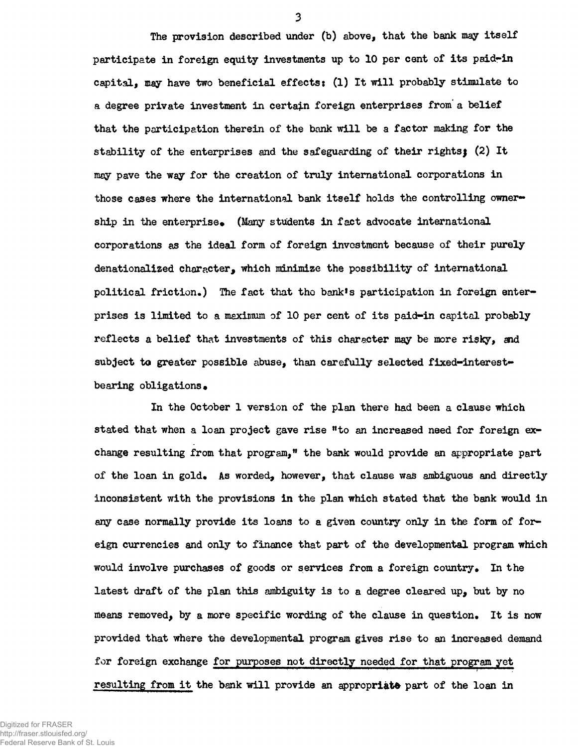The provision described under (b) above, that the bank may itself participate in foreign equity investments up to 10 per cent of its paid-in capital, may have two beneficial effects: (1) It will probably stimulate to a degree private investment in certain foreign enterprises from a belief that the participation therein of the bank will be a factor making for the stability of the enterprises and the safeguarding of their rights; (2) It may pave the way for the creation of truly international corporations in those cases where the international bank itself holds the controlling ownership in the enterprise. (Many students in fact advocate international corporations as the ideal form of foreign investment because of their purely denationalized character, which minimize the possibility of international political friction.) The fact that the bank's participation in foreign enterprises is limited to a maximum of 10 per cent of its paid-in capital probably reflects a belief that investments of this character may be more risky, and subject to greater possible abuse, than carefully selected fixed-interest-bearing obligations.

In the October 1 version of the plan there had been a clause which stated that when a loan project gave rise "to an increased need for foreign exchange resulting from that program," the bank would provide an appropriate part of the loan in gold. As worded, however, that clause was ambiguous and directly inconsistent with the provisions in the plan which stated that the bank would in any case normally provide its loans to a given country only in the form of foreign currencies and only to finance that part of the developmental program which would involve purchases of goods or services from a foreign country. In the latest draft of the plan this ambiguity is to a degree cleared up, but by no means removed, by a more specific wording of the clause in question. It is now provided that where the developmental program gives rise to an increased demand for foreign exchange <u>for purposes not directly needed for that program yet resulting from it</u> the bank will provide an appropriate part of the loan in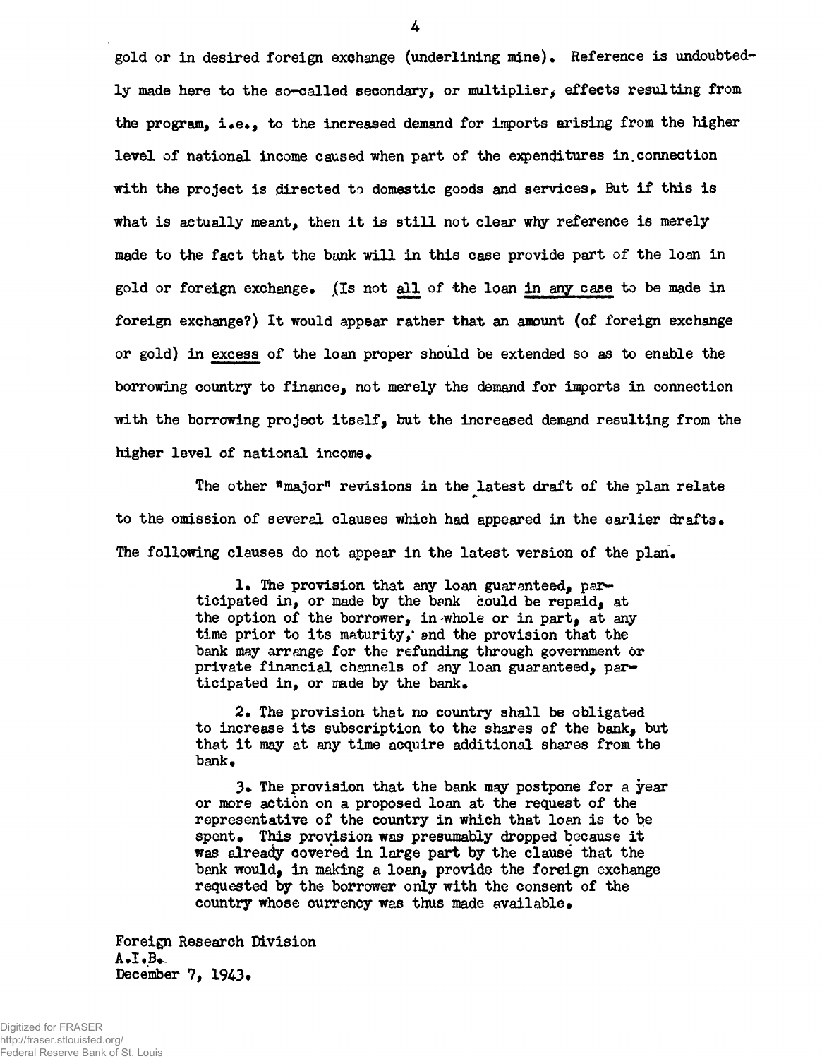gold or in desired foreign exchange (underlining mine). Reference is undoubtedly made here to the so-called secondary, or multiplier, effects resulting from the program, i.e., to the increased demand for imports arising from the higher level of national income caused when part of the expenditures in connection with the project is directed to domestic goods and services. But if this is what is actually meant, then it is still not clear why reference is merely made to the fact that the bank will in this case provide part of the loan in gold or foreign exchange. (Is not <u>all</u> of the loan <u>in any case</u> to be made in foreign exchange?) It would appear rather that an amount (of foreign exchange or gold) in <u>excess</u> of the loan proper should be extended so as to enable the borrowing country to finance, not merely the demand for imports in connection with the borrowing project itself, but the increased demand resulting from the higher level of national income.

The other "major" revisions in the latest draft of the plan relate to the omission of several clauses which had appeared in the earlier drafts. The following clauses do not appear in the latest version of the plan.

> 1. The provision that any loan guaranteed, participated in, or made by the bank could be repaid, at the option of the borrower, in whole or in part, at any time prior to its maturity, and the provision that the bank may arrange for the refunding through government or private financial channels of any loan guaranteed, participated in, or made by the bank.
>
> 2. The provision that no country shall be obligated to increase its subscription to the shares of the bank, but that it may at any time acquire additional shares from the bank.
>
> 3. The provision that the bank may postpone for a year or more action on a proposed loan at the request of the representative of the country in which that loan is to be spent. This provision was presumably dropped because it was already covered in large part by the clause that the bank would, in making a loan, provide the foreign exchange requested by the borrower only with the consent of the country whose currency was thus made available.

Foreign Research Division
A.I.B.
December 7, 1943.